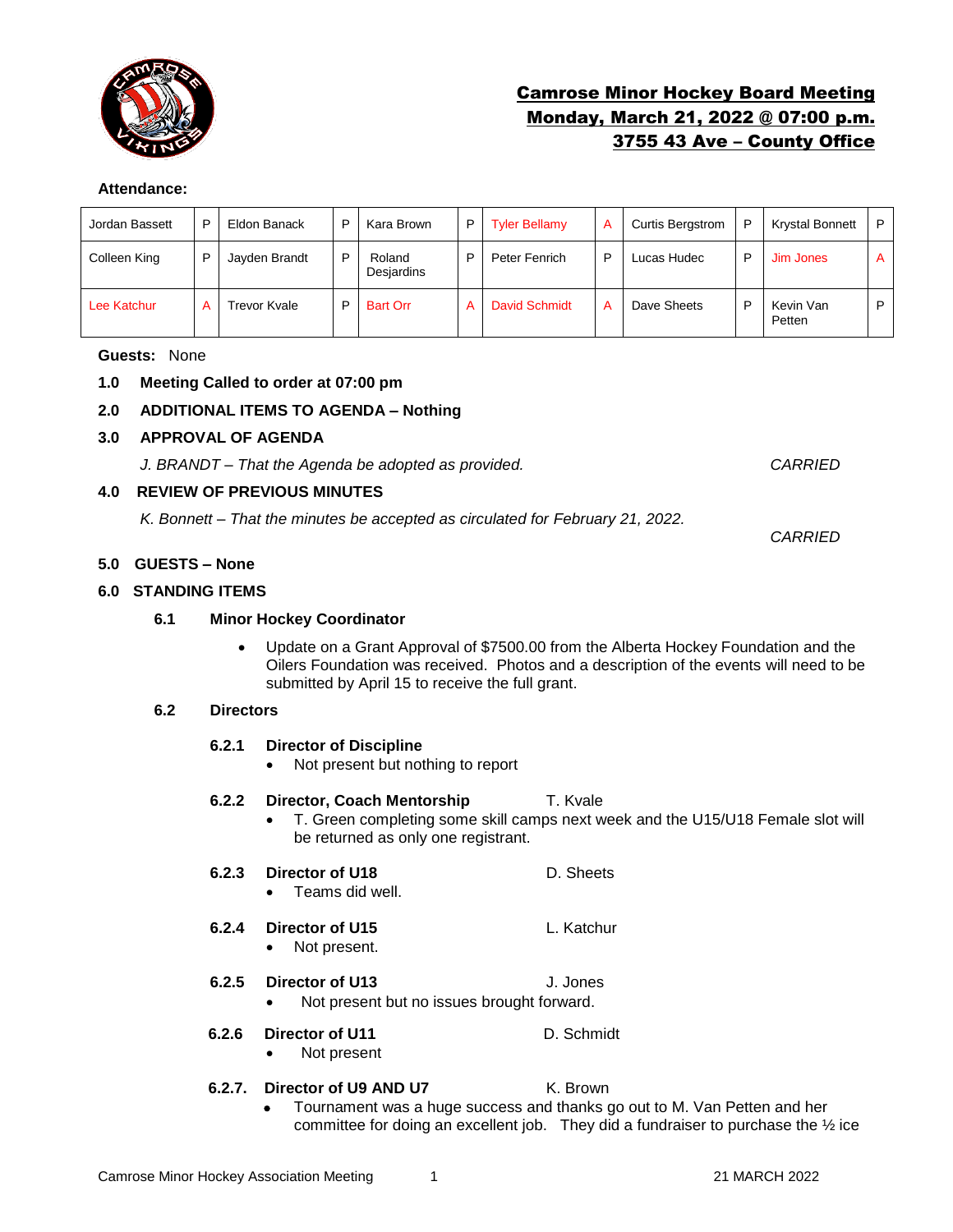# Camrose Minor Hockey Board Meeting
## Monday, March 21, 2022 @ 07:00 p.m.
## 3755 43 Ave – County Office

**Attendance:**

| Jordan Bassett | P | Eldon Banack | P | Kara Brown | P | Tyler Bellamy | A | Curtis Bergstrom | P | Krystal Bonnett | P |
|---|---|---|---|---|---|---|---|---|---|---|---|
| Colleen King | P | Jayden Brandt | P | Roland Desjardins | P | Peter Fenrich | P | Lucas Hudec | P | Jim Jones | A |
| Lee Katchur | A | Trevor Kvale | P | Bart Orr | A | David Schmidt | A | Dave Sheets | P | Kevin Van Petten | P |

**Guests:** None

**1.0 Meeting Called to order at 07:00 pm**

**2.0 ADDITIONAL ITEMS TO AGENDA – Nothing**

**3.0 APPROVAL OF AGENDA**

*J. BRANDT – That the Agenda be adopted as provided.* *CARRIED*

**4.0 REVIEW OF PREVIOUS MINUTES**

*K. Bonnett – That the minutes be accepted as circulated for February 21, 2022.*

*CARRIED*

**5.0 GUESTS – None**

**6.0 STANDING ITEMS**

**6.1 Minor Hockey Coordinator**

- Update on a Grant Approval of $7500.00 from the Alberta Hockey Foundation and the Oilers Foundation was received. Photos and a description of the events will need to be submitted by April 15 to receive the full grant.

**6.2 Directors**

**6.2.1 Director of Discipline**
- Not present but nothing to report

**6.2.2 Director, Coach Mentorship** T. Kvale
- T. Green completing some skill camps next week and the U15/U18 Female slot will be returned as only one registrant.

**6.2.3 Director of U18** D. Sheets
- Teams did well.

**6.2.4 Director of U15** L. Katchur
- Not present.

**6.2.5 Director of U13** J. Jones
- Not present but no issues brought forward.

**6.2.6 Director of U11** D. Schmidt
- Not present

**6.2.7. Director of U9 AND U7** K. Brown
- Tournament was a huge success and thanks go out to M. Van Petten and her committee for doing an excellent job. They did a fundraiser to purchase the ½ ice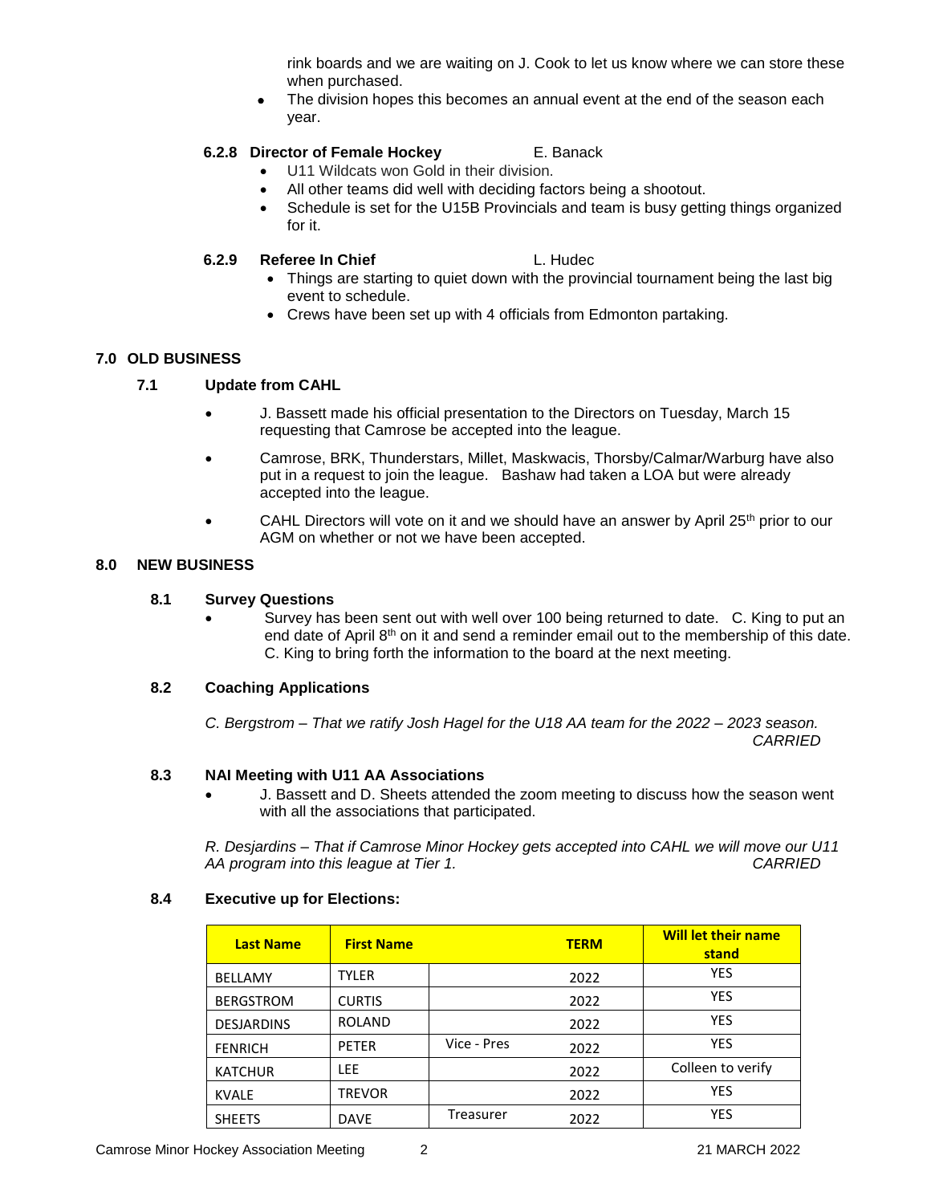rink boards and we are waiting on J. Cook to let us know where we can store these when purchased.
- The division hopes this becomes an annual event at the end of the season each year.

#### 6.2.8 Director of Female Hockey — E. Banack

- U11 Wildcats won Gold in their division.
- All other teams did well with deciding factors being a shootout.
- Schedule is set for the U15B Provincials and team is busy getting things organized for it.

#### 6.2.9 Referee In Chief — L. Hudec

- Things are starting to quiet down with the provincial tournament being the last big event to schedule.
- Crews have been set up with 4 officials from Edmonton partaking.

## 7.0 OLD BUSINESS

### 7.1 Update from CAHL

- J. Bassett made his official presentation to the Directors on Tuesday, March 15 requesting that Camrose be accepted into the league.
- Camrose, BRK, Thunderstars, Millet, Maskwacis, Thorsby/Calmar/Warburg have also put in a request to join the league. Bashaw had taken a LOA but were already accepted into the league.
- CAHL Directors will vote on it and we should have an answer by April 25th prior to our AGM on whether or not we have been accepted.

## 8.0 NEW BUSINESS

### 8.1 Survey Questions

- Survey has been sent out with well over 100 being returned to date. C. King to put an end date of April 8th on it and send a reminder email out to the membership of this date. C. King to bring forth the information to the board at the next meeting.

### 8.2 Coaching Applications

*C. Bergstrom – That we ratify Josh Hagel for the U18 AA team for the 2022 – 2023 season.* *CARRIED*

### 8.3 NAI Meeting with U11 AA Associations

- J. Bassett and D. Sheets attended the zoom meeting to discuss how the season went with all the associations that participated.

*R. Desjardins – That if Camrose Minor Hockey gets accepted into CAHL we will move our U11 AA program into this league at Tier 1.* *CARRIED*

### 8.4 Executive up for Elections:

| Last Name | First Name | | TERM | Will let their name stand |
|---|---|---|---|---|
| BELLAMY | TYLER | | 2022 | YES |
| BERGSTROM | CURTIS | | 2022 | YES |
| DESJARDINS | ROLAND | | 2022 | YES |
| FENRICH | PETER | Vice - Pres | 2022 | YES |
| KATCHUR | LEE | | 2022 | Colleen to verify |
| KVALE | TREVOR | | 2022 | YES |
| SHEETS | DAVE | Treasurer | 2022 | YES |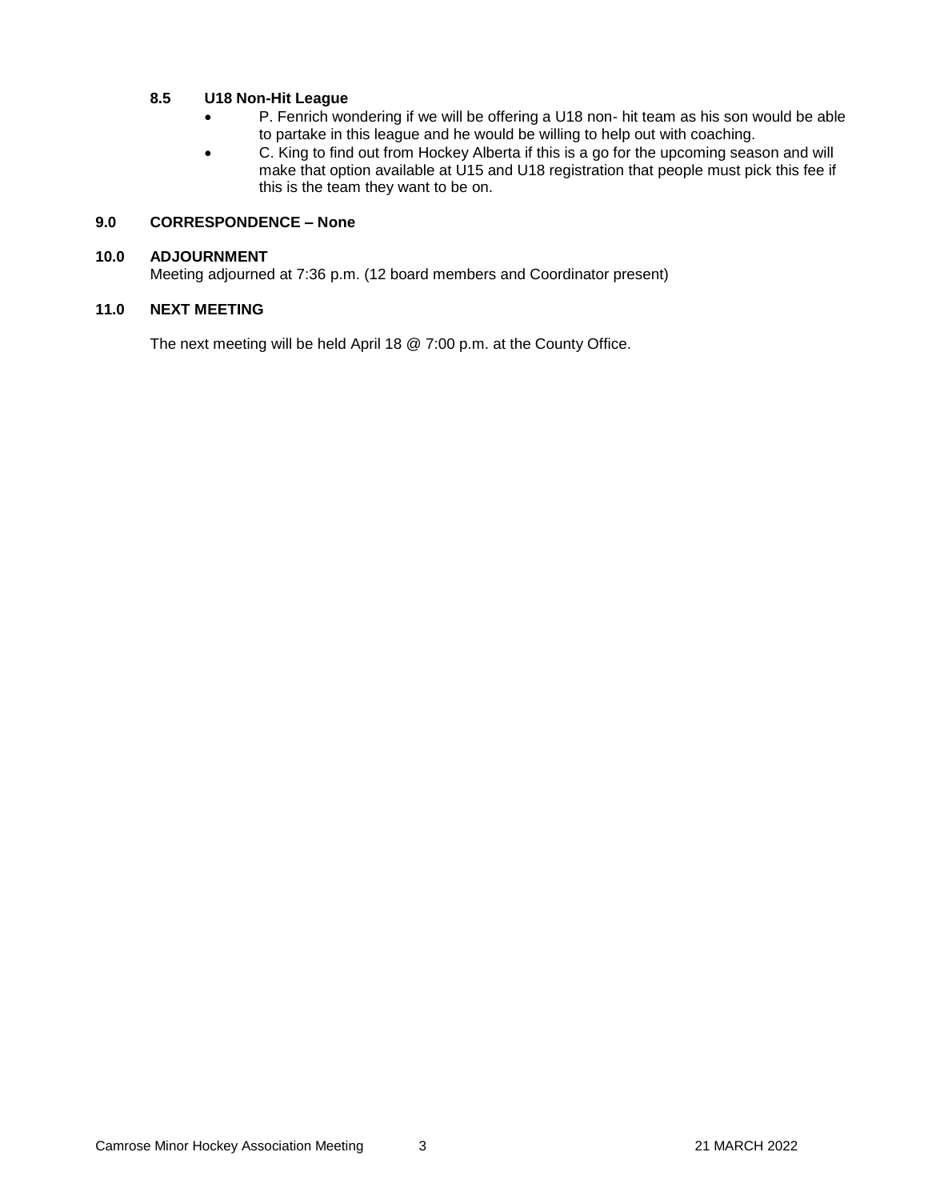### 8.5 U18 Non-Hit League

- P. Fenrich wondering if we will be offering a U18 non- hit team as his son would be able to partake in this league and he would be willing to help out with coaching.
- C. King to find out from Hockey Alberta if this is a go for the upcoming season and will make that option available at U15 and U18 registration that people must pick this fee if this is the team they want to be on.

## 9.0 CORRESPONDENCE – None

## 10.0 ADJOURNMENT

Meeting adjourned at 7:36 p.m. (12 board members and Coordinator present)

## 11.0 NEXT MEETING

The next meeting will be held April 18 @ 7:00 p.m. at the County Office.